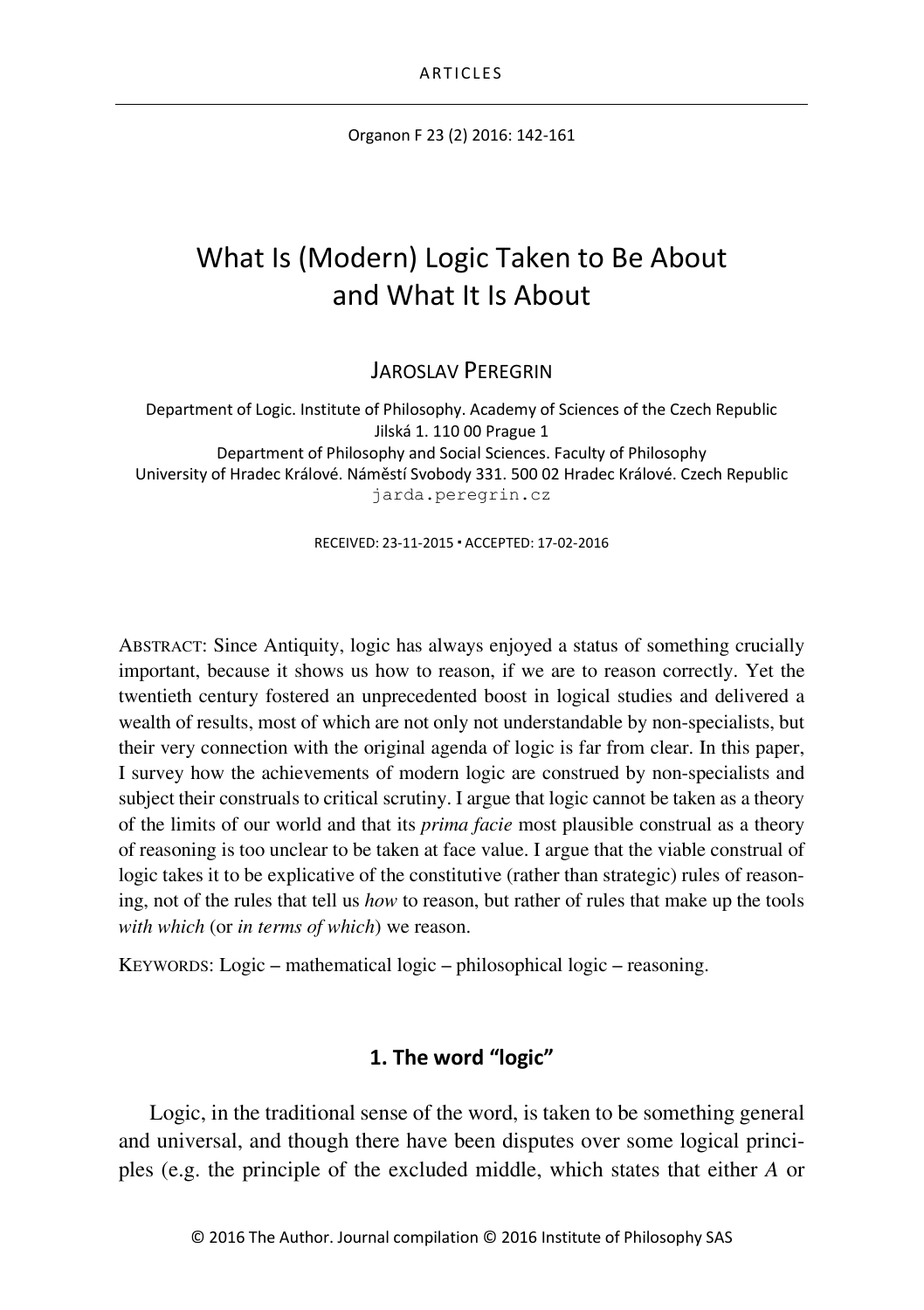ARTICLES

Organon F 23 (2) 2016: 142-161

# What Is (Modern) Logic Taken to Be About and What It Is About

JAROSLAV PEREGRIN

Department of Logic. Institute of Philosophy. Academy of Sciences of the Czech Republic
Jilská 1. 110 00 Prague 1
Department of Philosophy and Social Sciences. Faculty of Philosophy
University of Hradec Králové. Náměstí Svobody 331. 500 02 Hradec Králové. Czech Republic
jarda.peregrin.cz

RECEIVED: 23-11-2015 ▪ ACCEPTED: 17-02-2016

ABSTRACT: Since Antiquity, logic has always enjoyed a status of something crucially important, because it shows us how to reason, if we are to reason correctly. Yet the twentieth century fostered an unprecedented boost in logical studies and delivered a wealth of results, most of which are not only not understandable by non-specialists, but their very connection with the original agenda of logic is far from clear. In this paper, I survey how the achievements of modern logic are construed by non-specialists and subject their construals to critical scrutiny. I argue that logic cannot be taken as a theory of the limits of our world and that its *prima facie* most plausible construal as a theory of reasoning is too unclear to be taken at face value. I argue that the viable construal of logic takes it to be explicative of the constitutive (rather than strategic) rules of reasoning, not of the rules that tell us *how* to reason, but rather of rules that make up the tools *with which* (or *in terms of which*) we reason.

KEYWORDS: Logic – mathematical logic – philosophical logic – reasoning.

## 1. The word "logic"

Logic, in the traditional sense of the word, is taken to be something general and universal, and though there have been disputes over some logical principles (e.g. the principle of the excluded middle, which states that either *A* or

© 2016 The Author. Journal compilation © 2016 Institute of Philosophy SAS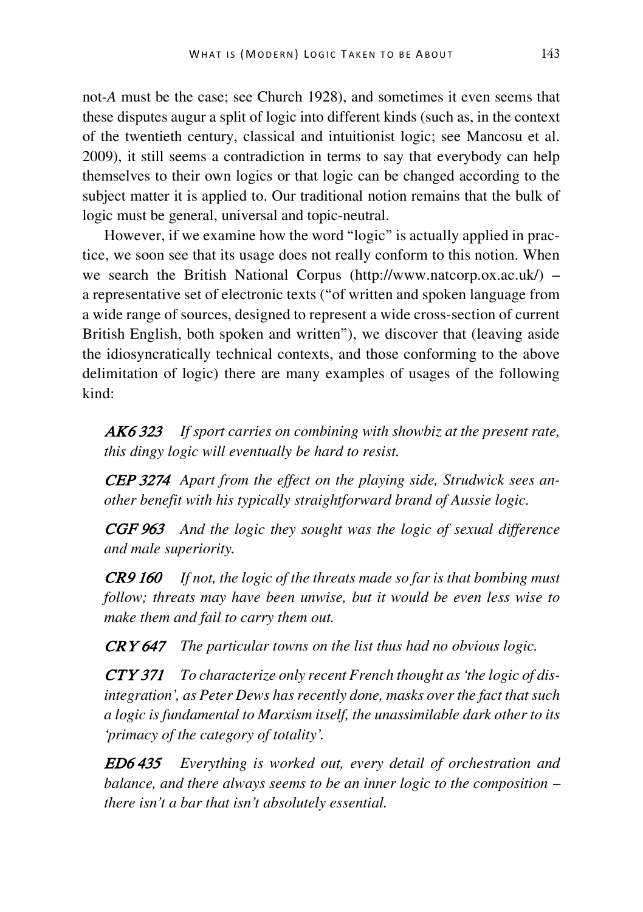not-*A* must be the case; see Church 1928), and sometimes it even seems that these disputes augur a split of logic into different kinds (such as, in the context of the twentieth century, classical and intuitionist logic; see Mancosu et al. 2009), it still seems a contradiction in terms to say that everybody can help themselves to their own logics or that logic can be changed according to the subject matter it is applied to. Our traditional notion remains that the bulk of logic must be general, universal and topic-neutral.

However, if we examine how the word "logic" is actually applied in practice, we soon see that its usage does not really conform to this notion. When we search the British National Corpus (http://www.natcorp.ox.ac.uk/) – a representative set of electronic texts ("of written and spoken language from a wide range of sources, designed to represent a wide cross-section of current British English, both spoken and written"), we discover that (leaving aside the idiosyncratically technical contexts, and those conforming to the above delimitation of logic) there are many examples of usages of the following kind:

> ***AK6 323*** *If sport carries on combining with showbiz at the present rate, this dingy logic will eventually be hard to resist.*
>
> ***CEP 3274*** *Apart from the effect on the playing side, Strudwick sees another benefit with his typically straightforward brand of Aussie logic.*
>
> ***CGF 963*** *And the logic they sought was the logic of sexual difference and male superiority.*
>
> ***CR9 160*** *If not, the logic of the threats made so far is that bombing must follow; threats may have been unwise, but it would be even less wise to make them and fail to carry them out.*
>
> ***CRY 647*** *The particular towns on the list thus had no obvious logic.*
>
> ***CTY 371*** *To characterize only recent French thought as 'the logic of disintegration', as Peter Dews has recently done, masks over the fact that such a logic is fundamental to Marxism itself, the unassimilable dark other to its 'primacy of the category of totality'.*
>
> ***ED6 435*** *Everything is worked out, every detail of orchestration and balance, and there always seems to be an inner logic to the composition – there isn't a bar that isn't absolutely essential.*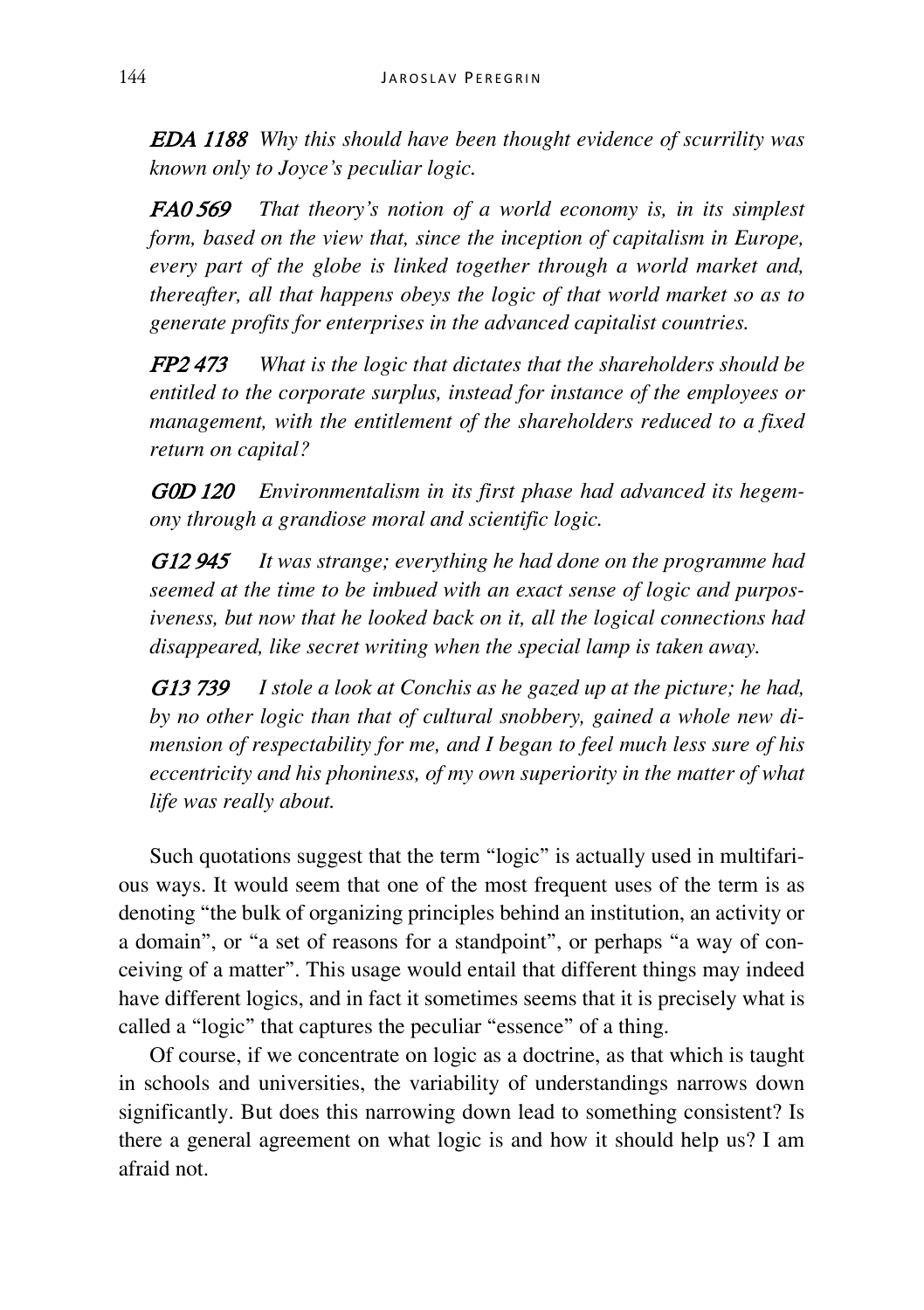***EDA 1188*** *Why this should have been thought evidence of scurrility was known only to Joyce's peculiar logic.*

***FA0 569*** *That theory's notion of a world economy is, in its simplest form, based on the view that, since the inception of capitalism in Europe, every part of the globe is linked together through a world market and, thereafter, all that happens obeys the logic of that world market so as to generate profits for enterprises in the advanced capitalist countries.*

***FP2 473*** *What is the logic that dictates that the shareholders should be entitled to the corporate surplus, instead for instance of the employees or management, with the entitlement of the shareholders reduced to a fixed return on capital?*

***G0D 120*** *Environmentalism in its first phase had advanced its hegemony through a grandiose moral and scientific logic.*

***G12 945*** *It was strange; everything he had done on the programme had seemed at the time to be imbued with an exact sense of logic and purposiveness, but now that he looked back on it, all the logical connections had disappeared, like secret writing when the special lamp is taken away.*

***G13 739*** *I stole a look at Conchis as he gazed up at the picture; he had, by no other logic than that of cultural snobbery, gained a whole new dimension of respectability for me, and I began to feel much less sure of his eccentricity and his phoniness, of my own superiority in the matter of what life was really about.*

Such quotations suggest that the term "logic" is actually used in multifarious ways. It would seem that one of the most frequent uses of the term is as denoting "the bulk of organizing principles behind an institution, an activity or a domain", or "a set of reasons for a standpoint", or perhaps "a way of conceiving of a matter". This usage would entail that different things may indeed have different logics, and in fact it sometimes seems that it is precisely what is called a "logic" that captures the peculiar "essence" of a thing.

Of course, if we concentrate on logic as a doctrine, as that which is taught in schools and universities, the variability of understandings narrows down significantly. But does this narrowing down lead to something consistent? Is there a general agreement on what logic is and how it should help us? I am afraid not.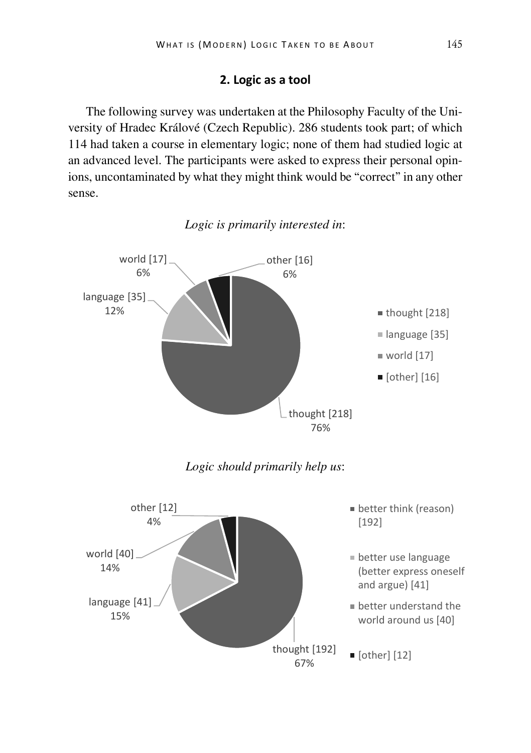## 2. Logic as a tool

The following survey was undertaken at the Philosophy Faculty of the University of Hradec Králové (Czech Republic). 286 students took part; of which 114 had taken a course in elementary logic; none of them had studied logic at an advanced level. The participants were asked to express their personal opinions, uncontaminated by what they might think would be "correct" in any other sense.

*Logic is primarily interested in*:

| Answer | Count | Percentage |
| --- | --- | --- |
| thought | 218 | 76% |
| language | 35 | 12% |
| world | 17 | 6% |
| [other] | 16 | 6% |

*Logic should primarily help us*:

| Answer | Count | Percentage |
| --- | --- | --- |
| better think (reason) | 192 | 67% |
| better use language (better express oneself and argue) | 41 | 15% |
| better understand the world around us | 40 | 14% |
| [other] | 12 | 4% |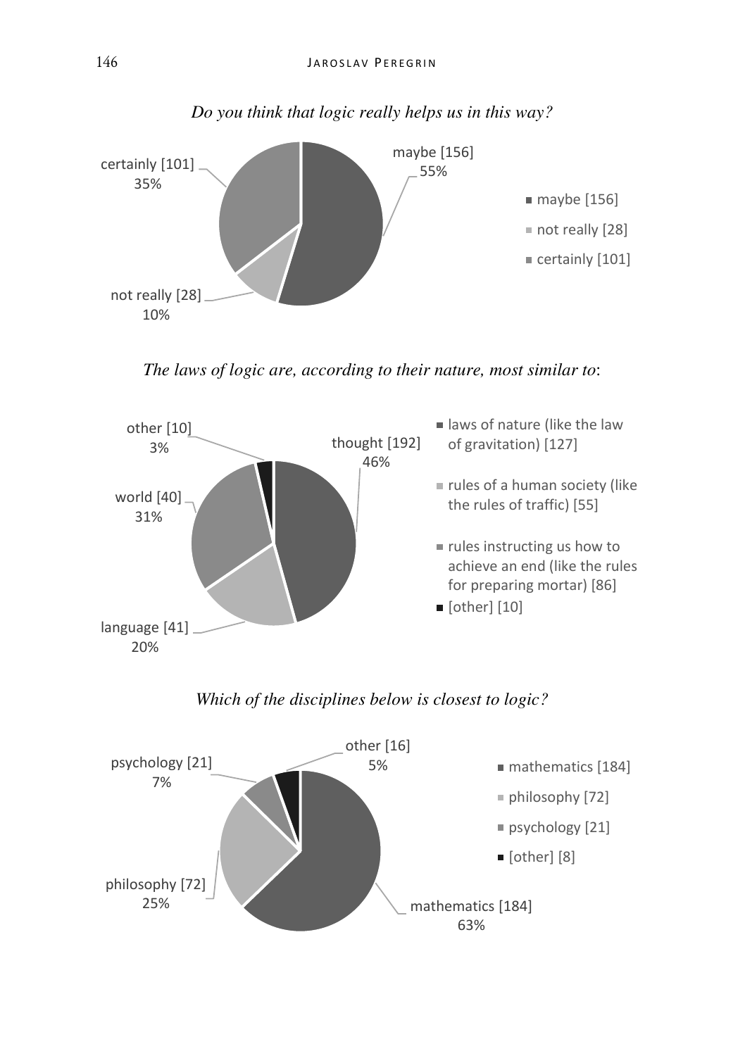*Do you think that logic really helps us in this way?*

| Answer | Count | Percentage |
|---|---|---|
| maybe | 156 | 55% |
| not really | 28 | 10% |
| certainly | 101 | 35% |

*The laws of logic are, according to their nature, most similar to*:

| Answer (pie chart labels) | Count | Percentage |
|---|---|---|
| thought | 192 | 46% |
| language | 41 | 20% |
| world | 40 | 31% |
| other | 10 | 3% |

Legend:

- laws of nature (like the law of gravitation) [127]
- rules of a human society (like the rules of traffic) [55]
- rules instructing us how to achieve an end (like the rules for preparing mortar) [86]
- [other] [10]

*Which of the disciplines below is closest to logic?*

| Answer (pie chart labels) | Count | Percentage |
|---|---|---|
| mathematics | 184 | 63% |
| philosophy | 72 | 25% |
| psychology | 21 | 7% |
| other | 16 | 5% |

Legend:

- mathematics [184]
- philosophy [72]
- psychology [21]
- [other] [8]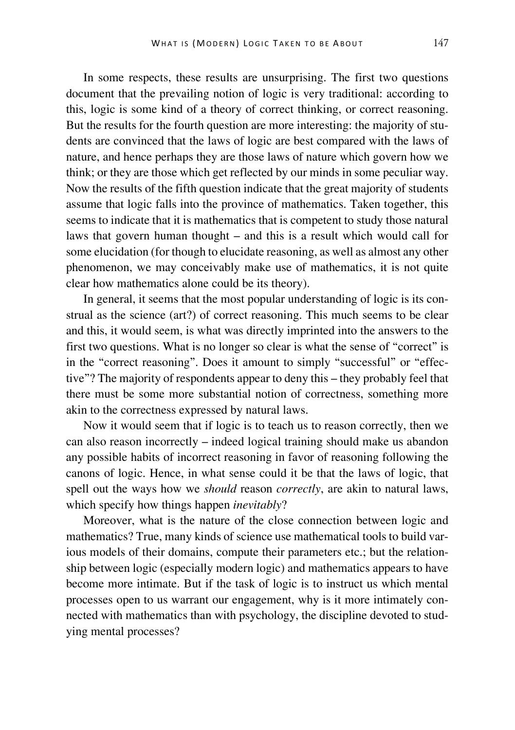In some respects, these results are unsurprising. The first two questions document that the prevailing notion of logic is very traditional: according to this, logic is some kind of a theory of correct thinking, or correct reasoning. But the results for the fourth question are more interesting: the majority of students are convinced that the laws of logic are best compared with the laws of nature, and hence perhaps they are those laws of nature which govern how we think; or they are those which get reflected by our minds in some peculiar way. Now the results of the fifth question indicate that the great majority of students assume that logic falls into the province of mathematics. Taken together, this seems to indicate that it is mathematics that is competent to study those natural laws that govern human thought – and this is a result which would call for some elucidation (for though to elucidate reasoning, as well as almost any other phenomenon, we may conceivably make use of mathematics, it is not quite clear how mathematics alone could be its theory).

In general, it seems that the most popular understanding of logic is its construal as the science (art?) of correct reasoning. This much seems to be clear and this, it would seem, is what was directly imprinted into the answers to the first two questions. What is no longer so clear is what the sense of "correct" is in the "correct reasoning". Does it amount to simply "successful" or "effective"? The majority of respondents appear to deny this – they probably feel that there must be some more substantial notion of correctness, something more akin to the correctness expressed by natural laws.

Now it would seem that if logic is to teach us to reason correctly, then we can also reason incorrectly – indeed logical training should make us abandon any possible habits of incorrect reasoning in favor of reasoning following the canons of logic. Hence, in what sense could it be that the laws of logic, that spell out the ways how we *should* reason *correctly*, are akin to natural laws, which specify how things happen *inevitably*?

Moreover, what is the nature of the close connection between logic and mathematics? True, many kinds of science use mathematical tools to build various models of their domains, compute their parameters etc.; but the relationship between logic (especially modern logic) and mathematics appears to have become more intimate. But if the task of logic is to instruct us which mental processes open to us warrant our engagement, why is it more intimately connected with mathematics than with psychology, the discipline devoted to studying mental processes?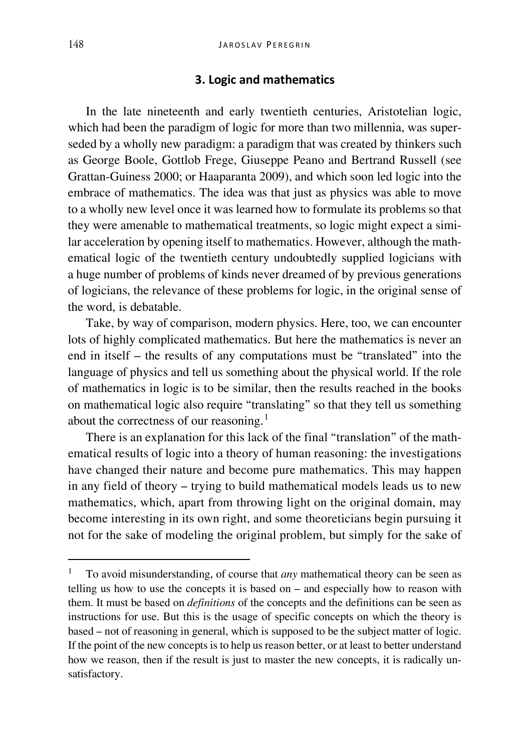## 3. Logic and mathematics

In the late nineteenth and early twentieth centuries, Aristotelian logic, which had been the paradigm of logic for more than two millennia, was superseded by a wholly new paradigm: a paradigm that was created by thinkers such as George Boole, Gottlob Frege, Giuseppe Peano and Bertrand Russell (see Grattan-Guiness 2000; or Haaparanta 2009), and which soon led logic into the embrace of mathematics. The idea was that just as physics was able to move to a wholly new level once it was learned how to formulate its problems so that they were amenable to mathematical treatments, so logic might expect a similar acceleration by opening itself to mathematics. However, although the mathematical logic of the twentieth century undoubtedly supplied logicians with a huge number of problems of kinds never dreamed of by previous generations of logicians, the relevance of these problems for logic, in the original sense of the word, is debatable.

Take, by way of comparison, modern physics. Here, too, we can encounter lots of highly complicated mathematics. But here the mathematics is never an end in itself – the results of any computations must be "translated" into the language of physics and tell us something about the physical world. If the role of mathematics in logic is to be similar, then the results reached in the books on mathematical logic also require "translating" so that they tell us something about the correctness of our reasoning.[1]

There is an explanation for this lack of the final "translation" of the mathematical results of logic into a theory of human reasoning: the investigations have changed their nature and become pure mathematics. This may happen in any field of theory – trying to build mathematical models leads us to new mathematics, which, apart from throwing light on the original domain, may become interesting in its own right, and some theoreticians begin pursuing it not for the sake of modeling the original problem, but simply for the sake of

---

[1] To avoid misunderstanding, of course that *any* mathematical theory can be seen as telling us how to use the concepts it is based on – and especially how to reason with them. It must be based on *definitions* of the concepts and the definitions can be seen as instructions for use. But this is the usage of specific concepts on which the theory is based – not of reasoning in general, which is supposed to be the subject matter of logic. If the point of the new concepts is to help us reason better, or at least to better understand how we reason, then if the result is just to master the new concepts, it is radically unsatisfactory.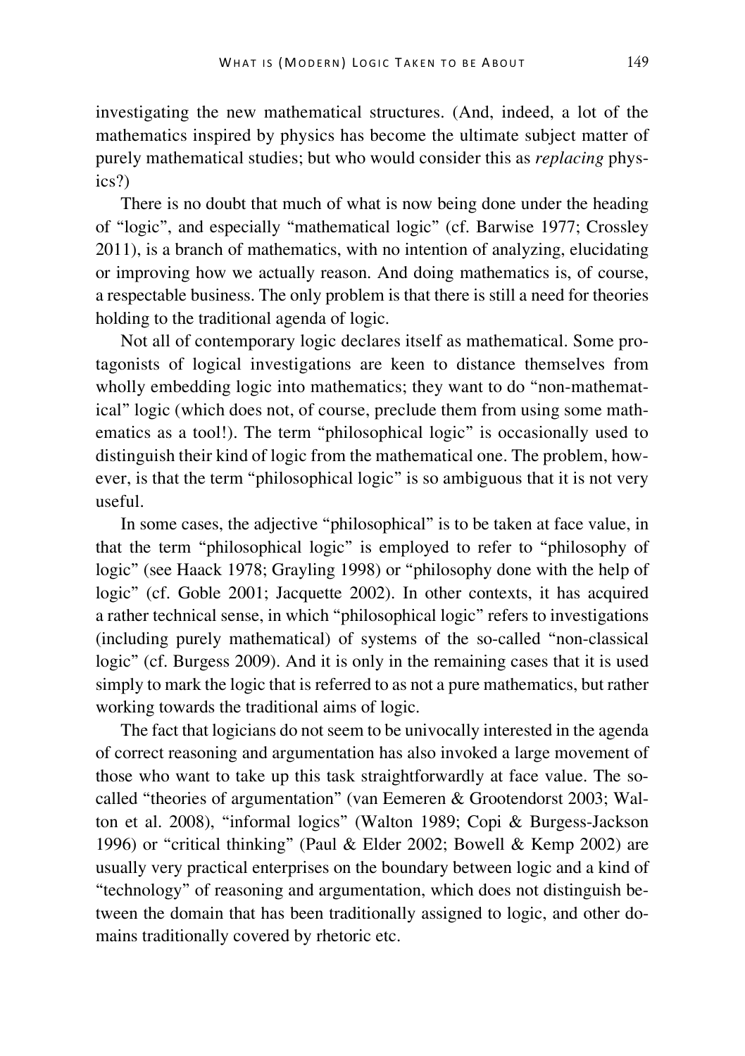investigating the new mathematical structures. (And, indeed, a lot of the mathematics inspired by physics has become the ultimate subject matter of purely mathematical studies; but who would consider this as *replacing* physics?)

There is no doubt that much of what is now being done under the heading of "logic", and especially "mathematical logic" (cf. Barwise 1977; Crossley 2011), is a branch of mathematics, with no intention of analyzing, elucidating or improving how we actually reason. And doing mathematics is, of course, a respectable business. The only problem is that there is still a need for theories holding to the traditional agenda of logic.

Not all of contemporary logic declares itself as mathematical. Some protagonists of logical investigations are keen to distance themselves from wholly embedding logic into mathematics; they want to do "non-mathematical" logic (which does not, of course, preclude them from using some mathematics as a tool!). The term "philosophical logic" is occasionally used to distinguish their kind of logic from the mathematical one. The problem, however, is that the term "philosophical logic" is so ambiguous that it is not very useful.

In some cases, the adjective "philosophical" is to be taken at face value, in that the term "philosophical logic" is employed to refer to "philosophy of logic" (see Haack 1978; Grayling 1998) or "philosophy done with the help of logic" (cf. Goble 2001; Jacquette 2002). In other contexts, it has acquired a rather technical sense, in which "philosophical logic" refers to investigations (including purely mathematical) of systems of the so-called "non-classical logic" (cf. Burgess 2009). And it is only in the remaining cases that it is used simply to mark the logic that is referred to as not a pure mathematics, but rather working towards the traditional aims of logic.

The fact that logicians do not seem to be univocally interested in the agenda of correct reasoning and argumentation has also invoked a large movement of those who want to take up this task straightforwardly at face value. The so-called "theories of argumentation" (van Eemeren & Grootendorst 2003; Walton et al. 2008), "informal logics" (Walton 1989; Copi & Burgess-Jackson 1996) or "critical thinking" (Paul & Elder 2002; Bowell & Kemp 2002) are usually very practical enterprises on the boundary between logic and a kind of "technology" of reasoning and argumentation, which does not distinguish between the domain that has been traditionally assigned to logic, and other domains traditionally covered by rhetoric etc.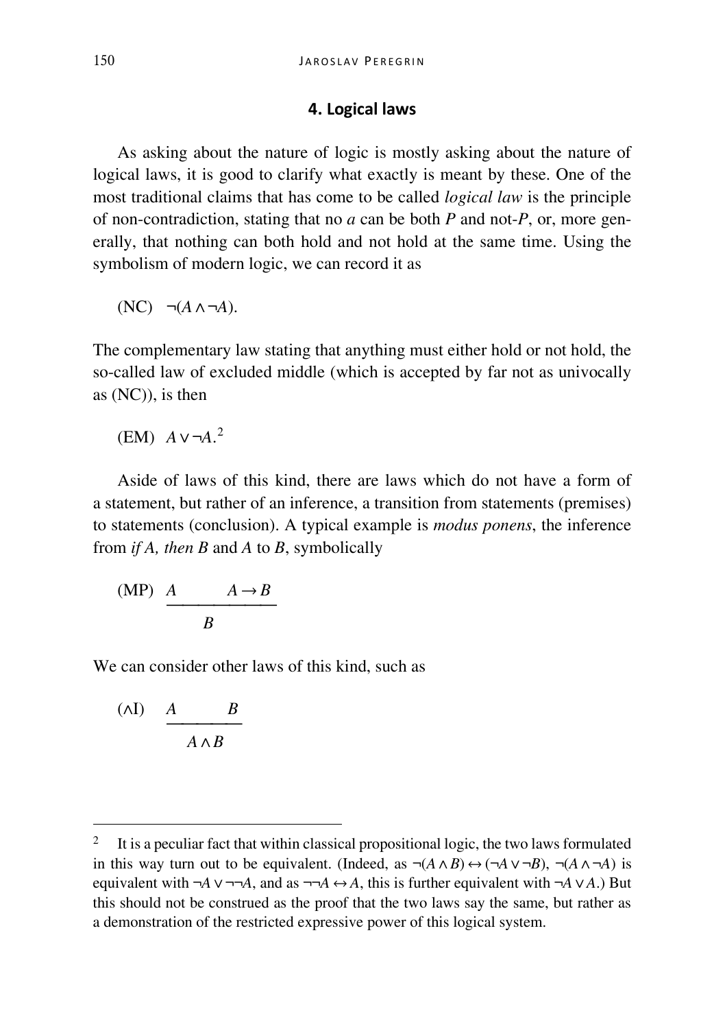## 4. Logical laws

As asking about the nature of logic is mostly asking about the nature of logical laws, it is good to clarify what exactly is meant by these. One of the most traditional claims that has come to be called *logical law* is the principle of non-contradiction, stating that no *a* can be both *P* and not-*P*, or, more generally, that nothing can both hold and not hold at the same time. Using the symbolism of modern logic, we can record it as

(NC) $\neg(A \wedge \neg A)$.

The complementary law stating that anything must either hold or not hold, the so-called law of excluded middle (which is accepted by far not as univocally as (NC)), is then

(EM) $A \vee \neg A$.[2]

Aside of laws of this kind, there are laws which do not have a form of a statement, but rather of an inference, a transition from statements (premises) to statements (conclusion). A typical example is *modus ponens*, the inference from *if A, then B* and *A* to *B*, symbolically

(MP) $$\frac{A \qquad A \rightarrow B}{B}$$

We can consider other laws of this kind, such as

($\wedge$I) $$\frac{A \qquad B}{A \wedge B}$$

---

[2] It is a peculiar fact that within classical propositional logic, the two laws formulated in this way turn out to be equivalent. (Indeed, as $\neg(A \wedge B) \leftrightarrow (\neg A \vee \neg B)$, $\neg(A \wedge \neg A)$ is equivalent with $\neg A \vee \neg\neg A$, and as $\neg\neg A \leftrightarrow A$, this is further equivalent with $\neg A \vee A$.) But this should not be construed as the proof that the two laws say the same, but rather as a demonstration of the restricted expressive power of this logical system.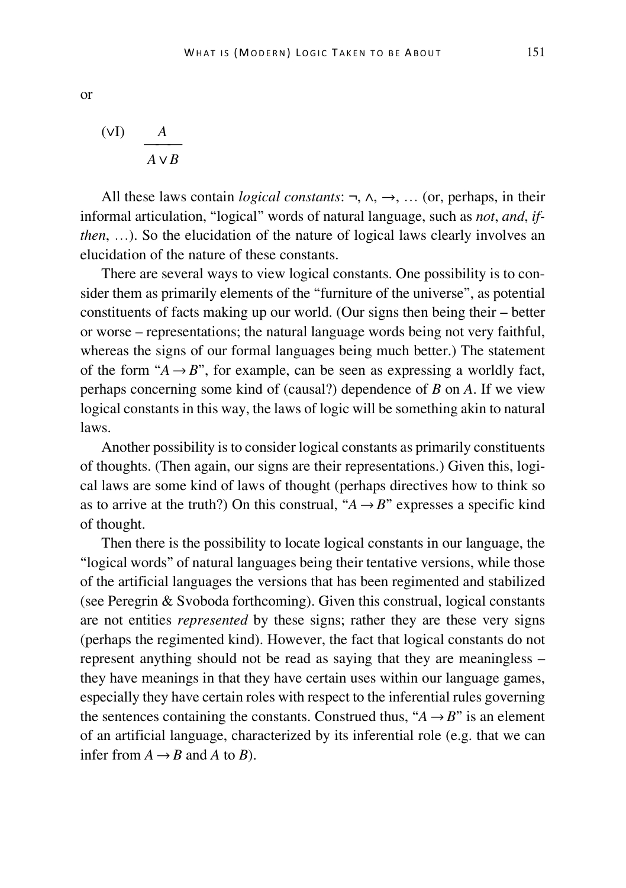or

$$(\vee\text{I}) \quad \frac{A}{A \vee B}$$

All these laws contain *logical constants*: ¬, ∧, →, … (or, perhaps, in their informal articulation, "logical" words of natural language, such as *not*, *and*, *if-then*, …). So the elucidation of the nature of logical laws clearly involves an elucidation of the nature of these constants.

There are several ways to view logical constants. One possibility is to consider them as primarily elements of the "furniture of the universe", as potential constituents of facts making up our world. (Our signs then being their – better or worse – representations; the natural language words being not very faithful, whereas the signs of our formal languages being much better.) The statement of the form "$A \rightarrow B$", for example, can be seen as expressing a worldly fact, perhaps concerning some kind of (causal?) dependence of $B$ on $A$. If we view logical constants in this way, the laws of logic will be something akin to natural laws.

Another possibility is to consider logical constants as primarily constituents of thoughts. (Then again, our signs are their representations.) Given this, logical laws are some kind of laws of thought (perhaps directives how to think so as to arrive at the truth?) On this construal, "$A \rightarrow B$" expresses a specific kind of thought.

Then there is the possibility to locate logical constants in our language, the "logical words" of natural languages being their tentative versions, while those of the artificial languages the versions that has been regimented and stabilized (see Peregrin & Svoboda forthcoming). Given this construal, logical constants are not entities *represented* by these signs; rather they are these very signs (perhaps the regimented kind). However, the fact that logical constants do not represent anything should not be read as saying that they are meaningless – they have meanings in that they have certain uses within our language games, especially they have certain roles with respect to the inferential rules governing the sentences containing the constants. Construed thus, "$A \rightarrow B$" is an element of an artificial language, characterized by its inferential role (e.g. that we can infer from $A \rightarrow B$ and $A$ to $B$).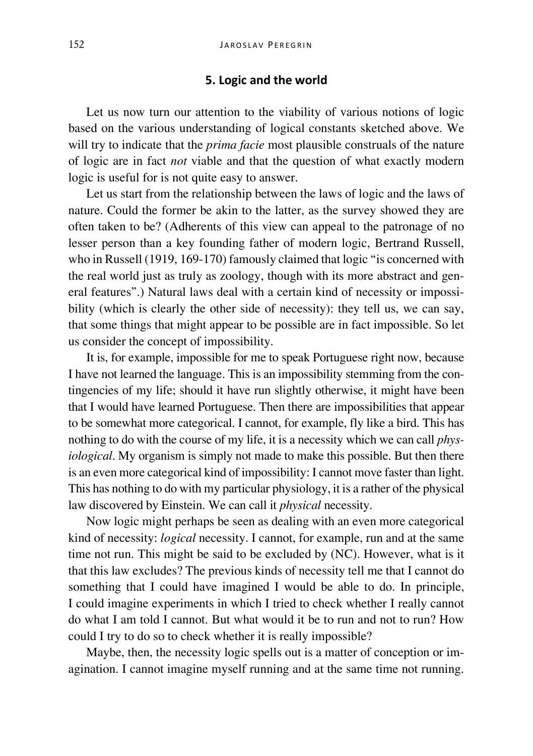## 5. Logic and the world

Let us now turn our attention to the viability of various notions of logic based on the various understanding of logical constants sketched above. We will try to indicate that the *prima facie* most plausible construals of the nature of logic are in fact *not* viable and that the question of what exactly modern logic is useful for is not quite easy to answer.

Let us start from the relationship between the laws of logic and the laws of nature. Could the former be akin to the latter, as the survey showed they are often taken to be? (Adherents of this view can appeal to the patronage of no lesser person than a key founding father of modern logic, Bertrand Russell, who in Russell (1919, 169-170) famously claimed that logic "is concerned with the real world just as truly as zoology, though with its more abstract and general features".) Natural laws deal with a certain kind of necessity or impossibility (which is clearly the other side of necessity): they tell us, we can say, that some things that might appear to be possible are in fact impossible. So let us consider the concept of impossibility.

It is, for example, impossible for me to speak Portuguese right now, because I have not learned the language. This is an impossibility stemming from the contingencies of my life; should it have run slightly otherwise, it might have been that I would have learned Portuguese. Then there are impossibilities that appear to be somewhat more categorical. I cannot, for example, fly like a bird. This has nothing to do with the course of my life, it is a necessity which we can call *physiological*. My organism is simply not made to make this possible. But then there is an even more categorical kind of impossibility: I cannot move faster than light. This has nothing to do with my particular physiology, it is a rather of the physical law discovered by Einstein. We can call it *physical* necessity.

Now logic might perhaps be seen as dealing with an even more categorical kind of necessity: *logical* necessity. I cannot, for example, run and at the same time not run. This might be said to be excluded by (NC). However, what is it that this law excludes? The previous kinds of necessity tell me that I cannot do something that I could have imagined I would be able to do. In principle, I could imagine experiments in which I tried to check whether I really cannot do what I am told I cannot. But what would it be to run and not to run? How could I try to do so to check whether it is really impossible?

Maybe, then, the necessity logic spells out is a matter of conception or imagination. I cannot imagine myself running and at the same time not running.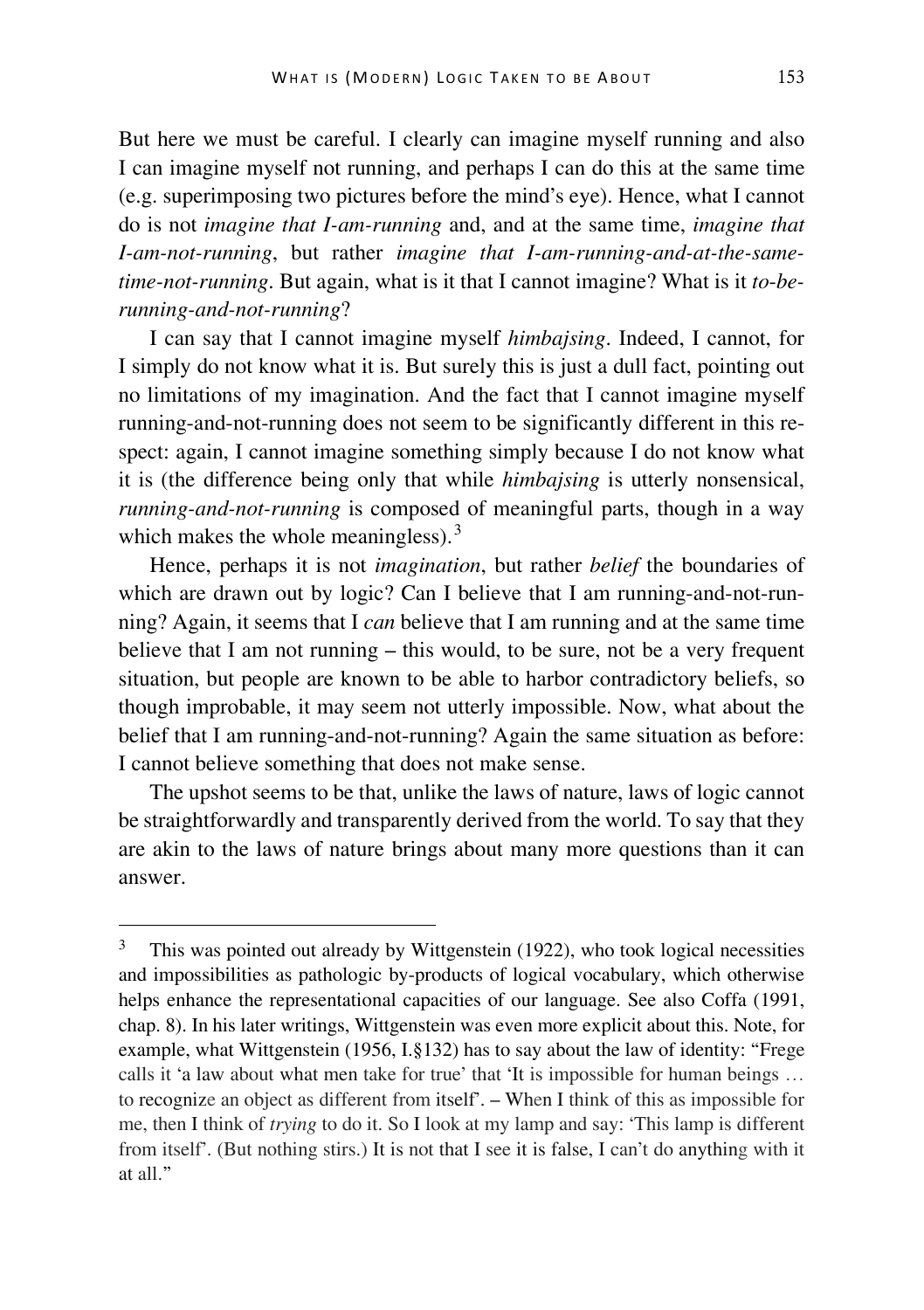But here we must be careful. I clearly can imagine myself running and also I can imagine myself not running, and perhaps I can do this at the same time (e.g. superimposing two pictures before the mind's eye). Hence, what I cannot do is not *imagine that I-am-running* and, and at the same time, *imagine that I-am-not-running*, but rather *imagine that I-am-running-and-at-the-same-time-not-running*. But again, what is it that I cannot imagine? What is it *to-be-running-and-not-running*?

I can say that I cannot imagine myself *himbajsing*. Indeed, I cannot, for I simply do not know what it is. But surely this is just a dull fact, pointing out no limitations of my imagination. And the fact that I cannot imagine myself running-and-not-running does not seem to be significantly different in this respect: again, I cannot imagine something simply because I do not know what it is (the difference being only that while *himbajsing* is utterly nonsensical, *running-and-not-running* is composed of meaningful parts, though in a way which makes the whole meaningless).[3]

Hence, perhaps it is not *imagination*, but rather *belief* the boundaries of which are drawn out by logic? Can I believe that I am running-and-not-running? Again, it seems that I *can* believe that I am running and at the same time believe that I am not running – this would, to be sure, not be a very frequent situation, but people are known to be able to harbor contradictory beliefs, so though improbable, it may seem not utterly impossible. Now, what about the belief that I am running-and-not-running? Again the same situation as before: I cannot believe something that does not make sense.

The upshot seems to be that, unlike the laws of nature, laws of logic cannot be straightforwardly and transparently derived from the world. To say that they are akin to the laws of nature brings about many more questions than it can answer.

---

[3] This was pointed out already by Wittgenstein (1922), who took logical necessities and impossibilities as pathologic by-products of logical vocabulary, which otherwise helps enhance the representational capacities of our language. See also Coffa (1991, chap. 8). In his later writings, Wittgenstein was even more explicit about this. Note, for example, what Wittgenstein (1956, I.§132) has to say about the law of identity: "Frege calls it 'a law about what men take for true' that 'It is impossible for human beings … to recognize an object as different from itself'. – When I think of this as impossible for me, then I think of *trying* to do it. So I look at my lamp and say: 'This lamp is different from itself'. (But nothing stirs.) It is not that I see it is false, I can't do anything with it at all."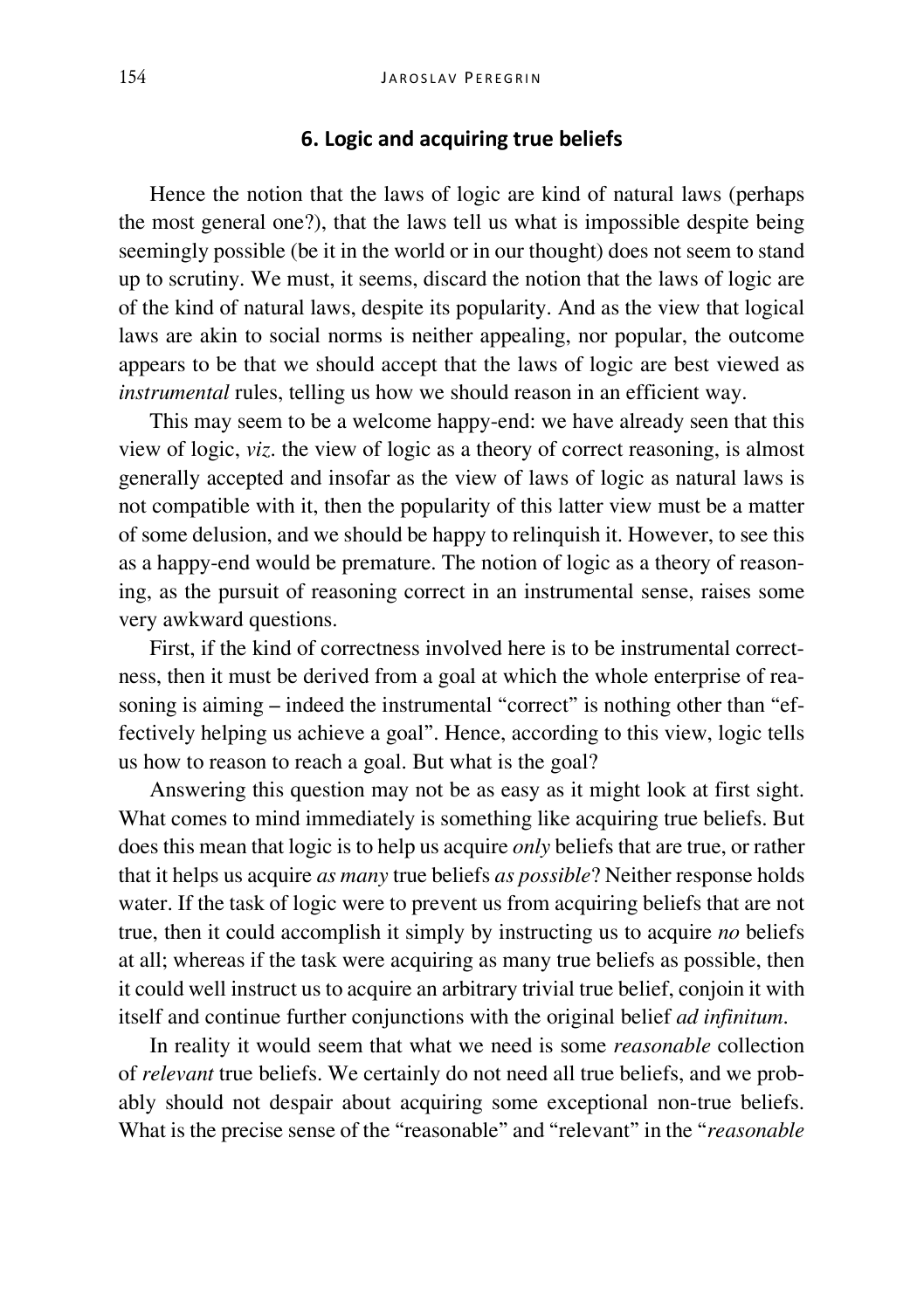## 6. Logic and acquiring true beliefs

Hence the notion that the laws of logic are kind of natural laws (perhaps the most general one?), that the laws tell us what is impossible despite being seemingly possible (be it in the world or in our thought) does not seem to stand up to scrutiny. We must, it seems, discard the notion that the laws of logic are of the kind of natural laws, despite its popularity. And as the view that logical laws are akin to social norms is neither appealing, nor popular, the outcome appears to be that we should accept that the laws of logic are best viewed as *instrumental* rules, telling us how we should reason in an efficient way.

This may seem to be a welcome happy-end: we have already seen that this view of logic, *viz*. the view of logic as a theory of correct reasoning, is almost generally accepted and insofar as the view of laws of logic as natural laws is not compatible with it, then the popularity of this latter view must be a matter of some delusion, and we should be happy to relinquish it. However, to see this as a happy-end would be premature. The notion of logic as a theory of reasoning, as the pursuit of reasoning correct in an instrumental sense, raises some very awkward questions.

First, if the kind of correctness involved here is to be instrumental correctness, then it must be derived from a goal at which the whole enterprise of reasoning is aiming – indeed the instrumental "correct" is nothing other than "effectively helping us achieve a goal". Hence, according to this view, logic tells us how to reason to reach a goal. But what is the goal?

Answering this question may not be as easy as it might look at first sight. What comes to mind immediately is something like acquiring true beliefs. But does this mean that logic is to help us acquire *only* beliefs that are true, or rather that it helps us acquire *as many* true beliefs *as possible*? Neither response holds water. If the task of logic were to prevent us from acquiring beliefs that are not true, then it could accomplish it simply by instructing us to acquire *no* beliefs at all; whereas if the task were acquiring as many true beliefs as possible, then it could well instruct us to acquire an arbitrary trivial true belief, conjoin it with itself and continue further conjunctions with the original belief *ad infinitum*.

In reality it would seem that what we need is some *reasonable* collection of *relevant* true beliefs. We certainly do not need all true beliefs, and we probably should not despair about acquiring some exceptional non-true beliefs. What is the precise sense of the "reasonable" and "relevant" in the "*reasonable*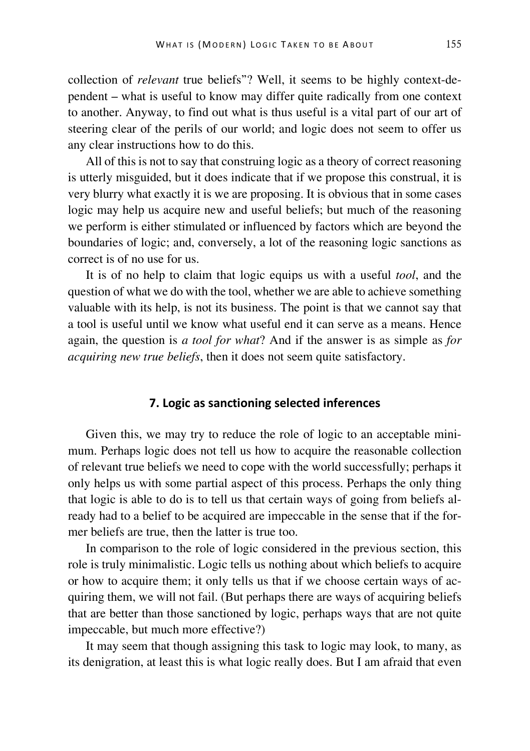collection of *relevant* true beliefs"? Well, it seems to be highly context-dependent – what is useful to know may differ quite radically from one context to another. Anyway, to find out what is thus useful is a vital part of our art of steering clear of the perils of our world; and logic does not seem to offer us any clear instructions how to do this.

All of this is not to say that construing logic as a theory of correct reasoning is utterly misguided, but it does indicate that if we propose this construal, it is very blurry what exactly it is we are proposing. It is obvious that in some cases logic may help us acquire new and useful beliefs; but much of the reasoning we perform is either stimulated or influenced by factors which are beyond the boundaries of logic; and, conversely, a lot of the reasoning logic sanctions as correct is of no use for us.

It is of no help to claim that logic equips us with a useful *tool*, and the question of what we do with the tool, whether we are able to achieve something valuable with its help, is not its business. The point is that we cannot say that a tool is useful until we know what useful end it can serve as a means. Hence again, the question is *a tool for what*? And if the answer is as simple as *for acquiring new true beliefs*, then it does not seem quite satisfactory.

## 7. Logic as sanctioning selected inferences

Given this, we may try to reduce the role of logic to an acceptable minimum. Perhaps logic does not tell us how to acquire the reasonable collection of relevant true beliefs we need to cope with the world successfully; perhaps it only helps us with some partial aspect of this process. Perhaps the only thing that logic is able to do is to tell us that certain ways of going from beliefs already had to a belief to be acquired are impeccable in the sense that if the former beliefs are true, then the latter is true too.

In comparison to the role of logic considered in the previous section, this role is truly minimalistic. Logic tells us nothing about which beliefs to acquire or how to acquire them; it only tells us that if we choose certain ways of acquiring them, we will not fail. (But perhaps there are ways of acquiring beliefs that are better than those sanctioned by logic, perhaps ways that are not quite impeccable, but much more effective?)

It may seem that though assigning this task to logic may look, to many, as its denigration, at least this is what logic really does. But I am afraid that even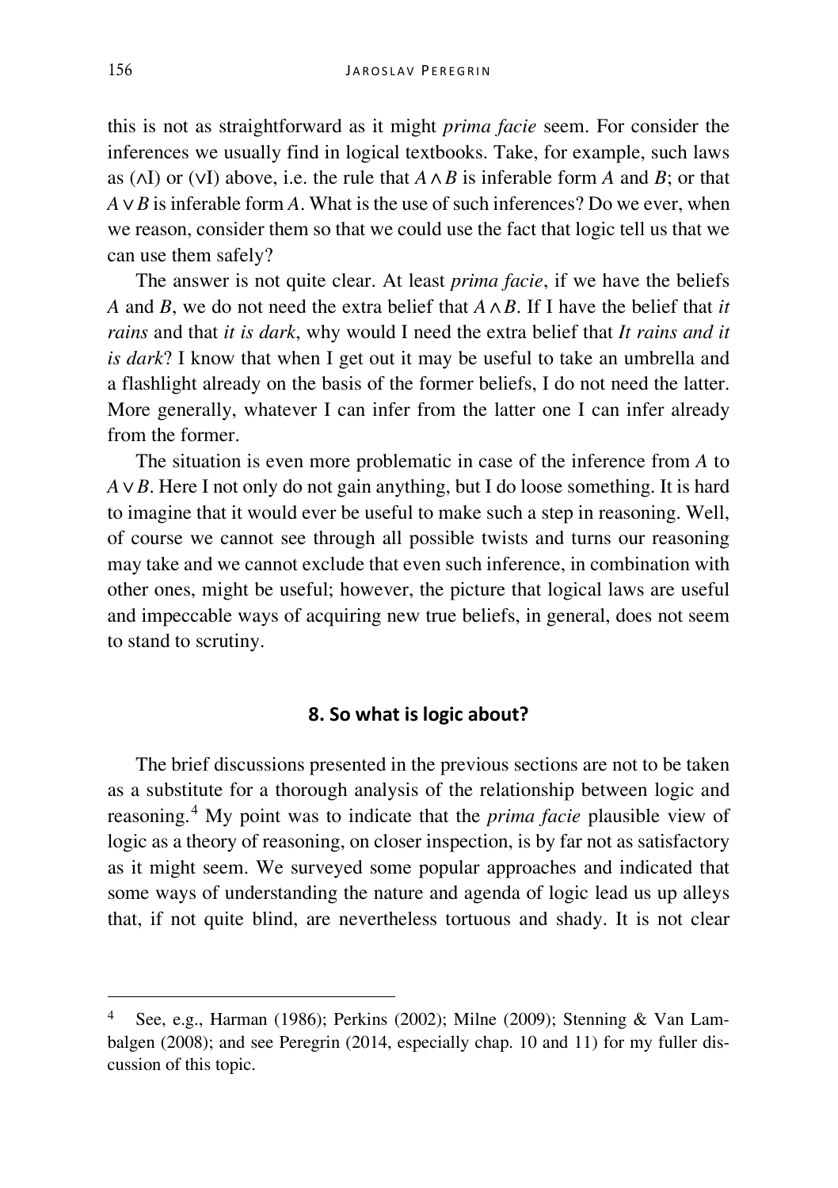this is not as straightforward as it might *prima facie* seem. For consider the inferences we usually find in logical textbooks. Take, for example, such laws as (∧I) or (∨I) above, i.e. the rule that $A \wedge B$ is inferable form $A$ and $B$; or that $A \vee B$ is inferable form $A$. What is the use of such inferences? Do we ever, when we reason, consider them so that we could use the fact that logic tell us that we can use them safely?

The answer is not quite clear. At least *prima facie*, if we have the beliefs $A$ and $B$, we do not need the extra belief that $A \wedge B$. If I have the belief that *it rains* and that *it is dark*, why would I need the extra belief that *It rains and it is dark*? I know that when I get out it may be useful to take an umbrella and a flashlight already on the basis of the former beliefs, I do not need the latter. More generally, whatever I can infer from the latter one I can infer already from the former.

The situation is even more problematic in case of the inference from $A$ to $A \vee B$. Here I not only do not gain anything, but I do loose something. It is hard to imagine that it would ever be useful to make such a step in reasoning. Well, of course we cannot see through all possible twists and turns our reasoning may take and we cannot exclude that even such inference, in combination with other ones, might be useful; however, the picture that logical laws are useful and impeccable ways of acquiring new true beliefs, in general, does not seem to stand to scrutiny.

## 8. So what is logic about?

The brief discussions presented in the previous sections are not to be taken as a substitute for a thorough analysis of the relationship between logic and reasoning.[4] My point was to indicate that the *prima facie* plausible view of logic as a theory of reasoning, on closer inspection, is by far not as satisfactory as it might seem. We surveyed some popular approaches and indicated that some ways of understanding the nature and agenda of logic lead us up alleys that, if not quite blind, are nevertheless tortuous and shady. It is not clear

[4] See, e.g., Harman (1986); Perkins (2002); Milne (2009); Stenning & Van Lambalgen (2008); and see Peregrin (2014, especially chap. 10 and 11) for my fuller discussion of this topic.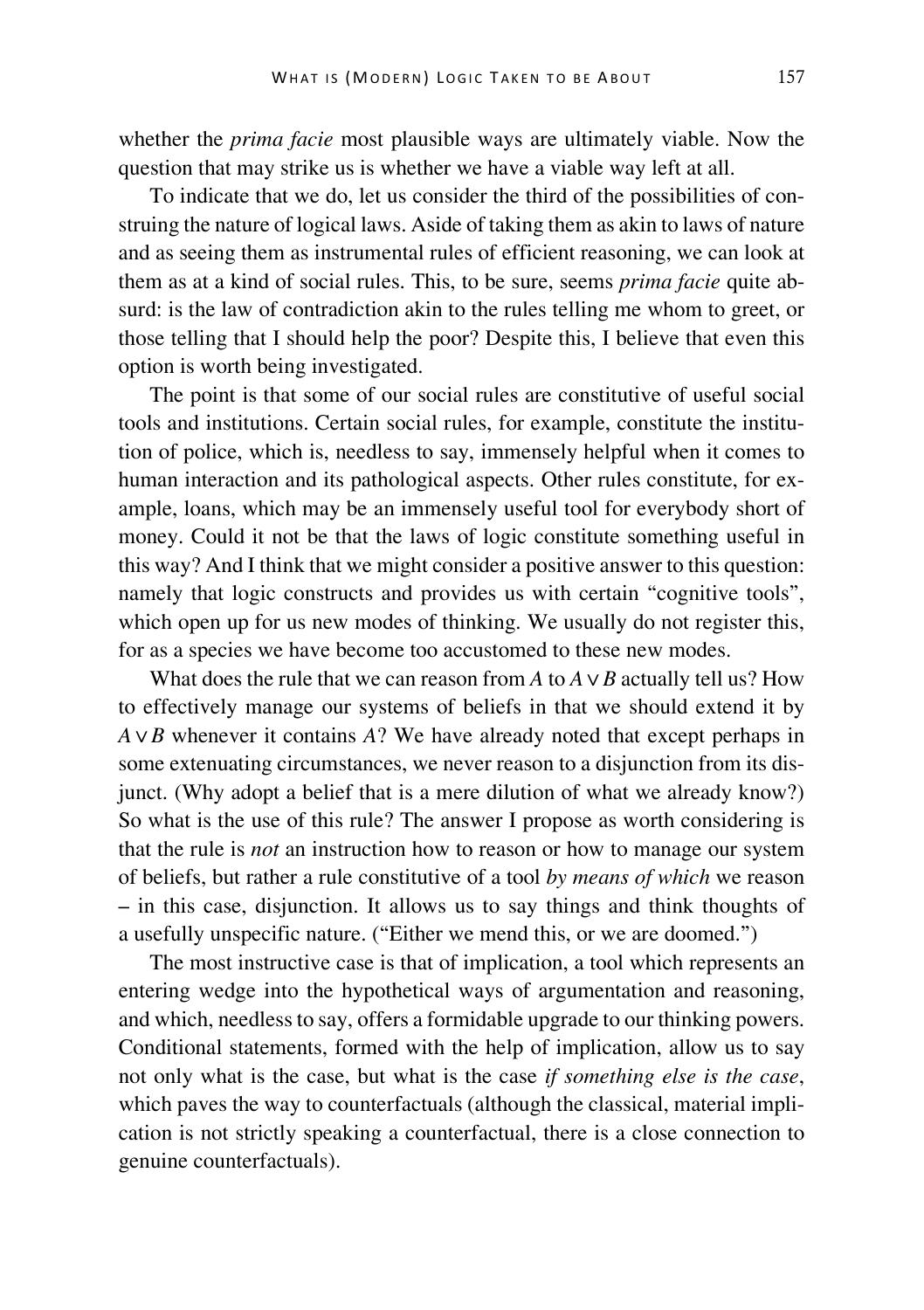whether the *prima facie* most plausible ways are ultimately viable. Now the question that may strike us is whether we have a viable way left at all.

To indicate that we do, let us consider the third of the possibilities of construing the nature of logical laws. Aside of taking them as akin to laws of nature and as seeing them as instrumental rules of efficient reasoning, we can look at them as at a kind of social rules. This, to be sure, seems *prima facie* quite absurd: is the law of contradiction akin to the rules telling me whom to greet, or those telling that I should help the poor? Despite this, I believe that even this option is worth being investigated.

The point is that some of our social rules are constitutive of useful social tools and institutions. Certain social rules, for example, constitute the institution of police, which is, needless to say, immensely helpful when it comes to human interaction and its pathological aspects. Other rules constitute, for example, loans, which may be an immensely useful tool for everybody short of money. Could it not be that the laws of logic constitute something useful in this way? And I think that we might consider a positive answer to this question: namely that logic constructs and provides us with certain "cognitive tools", which open up for us new modes of thinking. We usually do not register this, for as a species we have become too accustomed to these new modes.

What does the rule that we can reason from $A$ to $A \vee B$ actually tell us? How to effectively manage our systems of beliefs in that we should extend it by $A \vee B$ whenever it contains $A$? We have already noted that except perhaps in some extenuating circumstances, we never reason to a disjunction from its disjunct. (Why adopt a belief that is a mere dilution of what we already know?) So what is the use of this rule? The answer I propose as worth considering is that the rule is *not* an instruction how to reason or how to manage our system of beliefs, but rather a rule constitutive of a tool *by means of which* we reason – in this case, disjunction. It allows us to say things and think thoughts of a usefully unspecific nature. ("Either we mend this, or we are doomed.")

The most instructive case is that of implication, a tool which represents an entering wedge into the hypothetical ways of argumentation and reasoning, and which, needless to say, offers a formidable upgrade to our thinking powers. Conditional statements, formed with the help of implication, allow us to say not only what is the case, but what is the case *if something else is the case*, which paves the way to counterfactuals (although the classical, material implication is not strictly speaking a counterfactual, there is a close connection to genuine counterfactuals).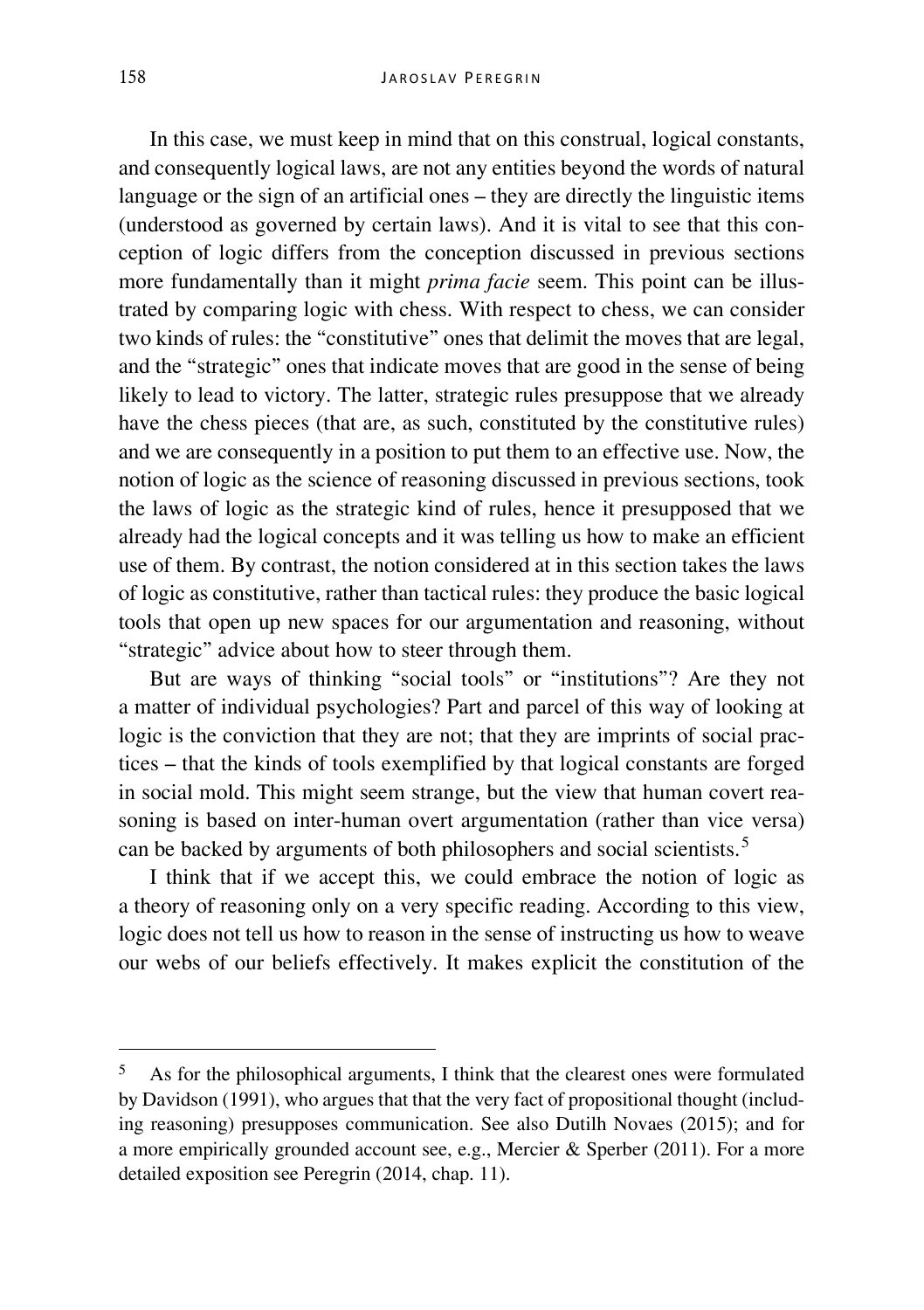In this case, we must keep in mind that on this construal, logical constants, and consequently logical laws, are not any entities beyond the words of natural language or the sign of an artificial ones – they are directly the linguistic items (understood as governed by certain laws). And it is vital to see that this conception of logic differs from the conception discussed in previous sections more fundamentally than it might *prima facie* seem. This point can be illustrated by comparing logic with chess. With respect to chess, we can consider two kinds of rules: the "constitutive" ones that delimit the moves that are legal, and the "strategic" ones that indicate moves that are good in the sense of being likely to lead to victory. The latter, strategic rules presuppose that we already have the chess pieces (that are, as such, constituted by the constitutive rules) and we are consequently in a position to put them to an effective use. Now, the notion of logic as the science of reasoning discussed in previous sections, took the laws of logic as the strategic kind of rules, hence it presupposed that we already had the logical concepts and it was telling us how to make an efficient use of them. By contrast, the notion considered at in this section takes the laws of logic as constitutive, rather than tactical rules: they produce the basic logical tools that open up new spaces for our argumentation and reasoning, without "strategic" advice about how to steer through them.

But are ways of thinking "social tools" or "institutions"? Are they not a matter of individual psychologies? Part and parcel of this way of looking at logic is the conviction that they are not; that they are imprints of social practices – that the kinds of tools exemplified by that logical constants are forged in social mold. This might seem strange, but the view that human covert reasoning is based on inter-human overt argumentation (rather than vice versa) can be backed by arguments of both philosophers and social scientists.[5]

I think that if we accept this, we could embrace the notion of logic as a theory of reasoning only on a very specific reading. According to this view, logic does not tell us how to reason in the sense of instructing us how to weave our webs of our beliefs effectively. It makes explicit the constitution of the

---

[5] As for the philosophical arguments, I think that the clearest ones were formulated by Davidson (1991), who argues that that the very fact of propositional thought (including reasoning) presupposes communication. See also Dutilh Novaes (2015); and for a more empirically grounded account see, e.g., Mercier & Sperber (2011). For a more detailed exposition see Peregrin (2014, chap. 11).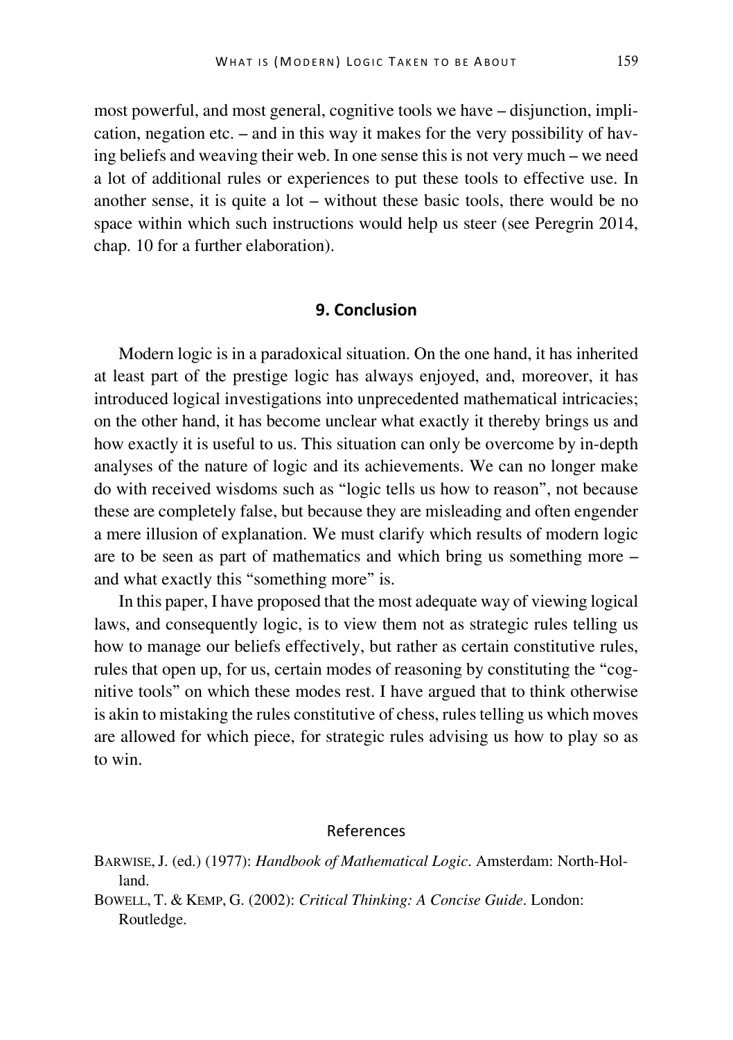most powerful, and most general, cognitive tools we have – disjunction, implication, negation etc. – and in this way it makes for the very possibility of having beliefs and weaving their web. In one sense this is not very much – we need a lot of additional rules or experiences to put these tools to effective use. In another sense, it is quite a lot – without these basic tools, there would be no space within which such instructions would help us steer (see Peregrin 2014, chap. 10 for a further elaboration).

## 9. Conclusion

Modern logic is in a paradoxical situation. On the one hand, it has inherited at least part of the prestige logic has always enjoyed, and, moreover, it has introduced logical investigations into unprecedented mathematical intricacies; on the other hand, it has become unclear what exactly it thereby brings us and how exactly it is useful to us. This situation can only be overcome by in-depth analyses of the nature of logic and its achievements. We can no longer make do with received wisdoms such as "logic tells us how to reason", not because these are completely false, but because they are misleading and often engender a mere illusion of explanation. We must clarify which results of modern logic are to be seen as part of mathematics and which bring us something more – and what exactly this "something more" is.

In this paper, I have proposed that the most adequate way of viewing logical laws, and consequently logic, is to view them not as strategic rules telling us how to manage our beliefs effectively, but rather as certain constitutive rules, rules that open up, for us, certain modes of reasoning by constituting the "cognitive tools" on which these modes rest. I have argued that to think otherwise is akin to mistaking the rules constitutive of chess, rules telling us which moves are allowed for which piece, for strategic rules advising us how to play so as to win.

## References

BARWISE, J. (ed.) (1977): *Handbook of Mathematical Logic*. Amsterdam: North-Holland.

BOWELL, T. & KEMP, G. (2002): *Critical Thinking: A Concise Guide*. London: Routledge.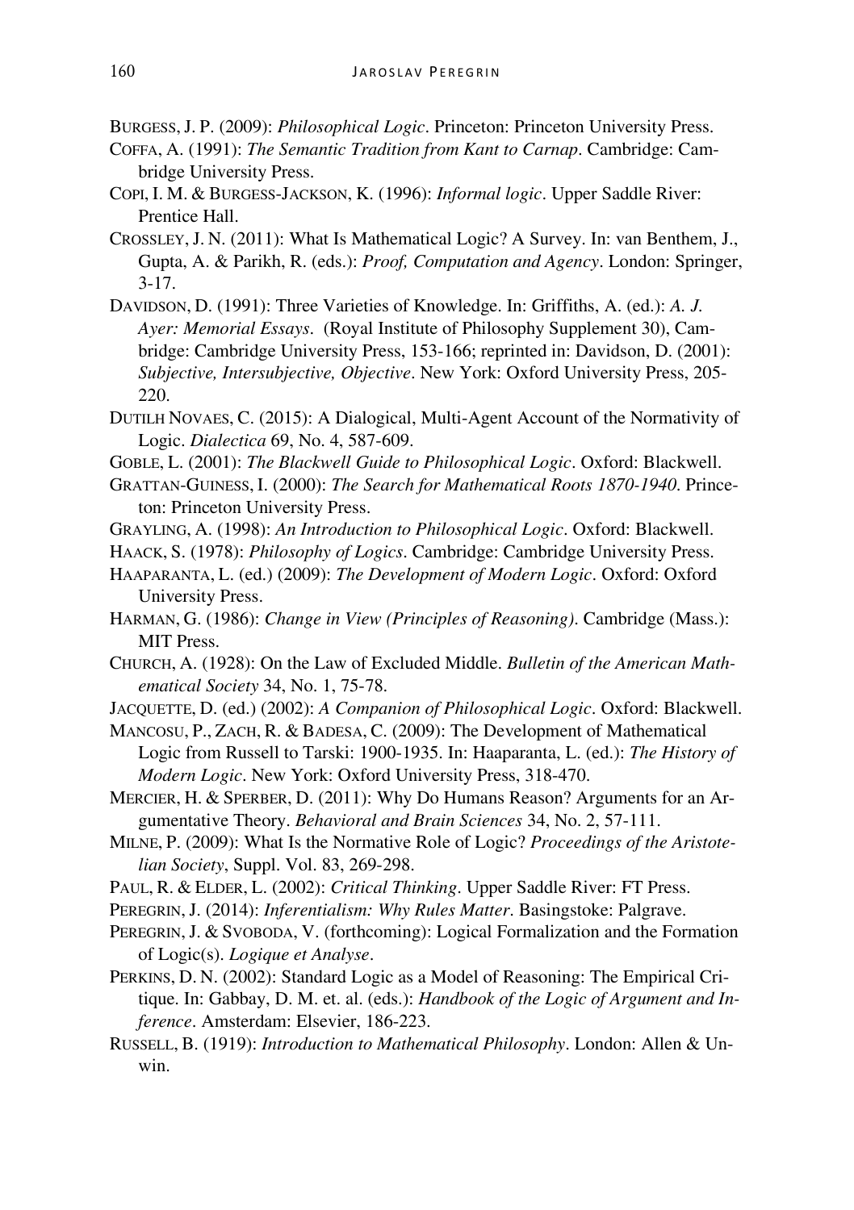BURGESS, J. P. (2009): *Philosophical Logic*. Princeton: Princeton University Press.

COFFA, A. (1991): *The Semantic Tradition from Kant to Carnap*. Cambridge: Cambridge University Press.

COPI, I. M. & BURGESS-JACKSON, K. (1996): *Informal logic*. Upper Saddle River: Prentice Hall.

CROSSLEY, J. N. (2011): What Is Mathematical Logic? A Survey. In: van Benthem, J., Gupta, A. & Parikh, R. (eds.): *Proof, Computation and Agency*. London: Springer, 3-17.

DAVIDSON, D. (1991): Three Varieties of Knowledge. In: Griffiths, A. (ed.): *A. J. Ayer: Memorial Essays*. (Royal Institute of Philosophy Supplement 30), Cambridge: Cambridge University Press, 153-166; reprinted in: Davidson, D. (2001): *Subjective, Intersubjective, Objective*. New York: Oxford University Press, 205-220.

DUTILH NOVAES, C. (2015): A Dialogical, Multi-Agent Account of the Normativity of Logic. *Dialectica* 69, No. 4, 587-609.

GOBLE, L. (2001): *The Blackwell Guide to Philosophical Logic*. Oxford: Blackwell.

GRATTAN-GUINESS, I. (2000): *The Search for Mathematical Roots 1870-1940*. Princeton: Princeton University Press.

GRAYLING, A. (1998): *An Introduction to Philosophical Logic*. Oxford: Blackwell.

HAACK, S. (1978): *Philosophy of Logics*. Cambridge: Cambridge University Press.

HAAPARANTA, L. (ed.) (2009): *The Development of Modern Logic*. Oxford: Oxford University Press.

HARMAN, G. (1986): *Change in View (Principles of Reasoning)*. Cambridge (Mass.): MIT Press.

CHURCH, A. (1928): On the Law of Excluded Middle. *Bulletin of the American Mathematical Society* 34, No. 1, 75-78.

JACQUETTE, D. (ed.) (2002): *A Companion of Philosophical Logic*. Oxford: Blackwell.

MANCOSU, P., ZACH, R. & BADESA, C. (2009): The Development of Mathematical Logic from Russell to Tarski: 1900-1935. In: Haaparanta, L. (ed.): *The History of Modern Logic*. New York: Oxford University Press, 318-470.

MERCIER, H. & SPERBER, D. (2011): Why Do Humans Reason? Arguments for an Argumentative Theory. *Behavioral and Brain Sciences* 34, No. 2, 57-111.

MILNE, P. (2009): What Is the Normative Role of Logic? *Proceedings of the Aristotelian Society*, Suppl. Vol. 83, 269-298.

PAUL, R. & ELDER, L. (2002): *Critical Thinking*. Upper Saddle River: FT Press.

PEREGRIN, J. (2014): *Inferentialism: Why Rules Matter*. Basingstoke: Palgrave.

PEREGRIN, J. & SVOBODA, V. (forthcoming): Logical Formalization and the Formation of Logic(s). *Logique et Analyse*.

PERKINS, D. N. (2002): Standard Logic as a Model of Reasoning: The Empirical Critique. In: Gabbay, D. M. et. al. (eds.): *Handbook of the Logic of Argument and Inference*. Amsterdam: Elsevier, 186-223.

RUSSELL, B. (1919): *Introduction to Mathematical Philosophy*. London: Allen & Unwin.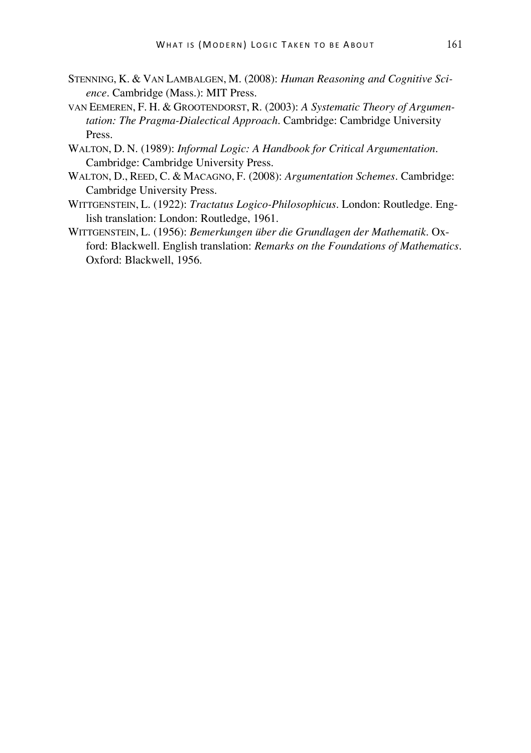STENNING, K. & VAN LAMBALGEN, M. (2008): *Human Reasoning and Cognitive Science*. Cambridge (Mass.): MIT Press.

VAN EEMEREN, F. H. & GROOTENDORST, R. (2003): *A Systematic Theory of Argumentation: The Pragma-Dialectical Approach*. Cambridge: Cambridge University Press.

WALTON, D. N. (1989): *Informal Logic: A Handbook for Critical Argumentation*. Cambridge: Cambridge University Press.

WALTON, D., REED, C. & MACAGNO, F. (2008): *Argumentation Schemes*. Cambridge: Cambridge University Press.

WITTGENSTEIN, L. (1922): *Tractatus Logico-Philosophicus*. London: Routledge. English translation: London: Routledge, 1961.

WITTGENSTEIN, L. (1956): *Bemerkungen über die Grundlagen der Mathematik*. Oxford: Blackwell. English translation: *Remarks on the Foundations of Mathematics*. Oxford: Blackwell, 1956.